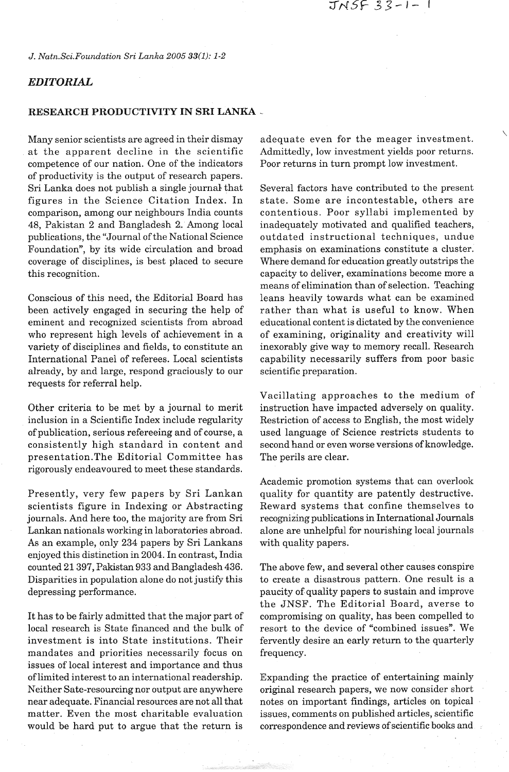*EDITORIAL*

## RESEARCH PRODUCTIVITY IN SRI LANKA

Many senior scientists are agreed in their dismay at the apparent decline in the scientific competence of our nation. One of the indicators of productivity is the output of research papers. Sri Lanka does not publish a single journal that figures in the Science Citation Index. In comparison, among our neighbours India counts 48, Pakistan 2 and Bangladesh 2. Among local publications, the "Journal of the National Science Foundation", by its wide circulation and broad coverage of disciplines, is best placed to secure this recognition.

Conscious of this need, the Editorial Board has been actively engaged in securing the help of eminent and recognized scientists from abroad who represent high levels of achievement in a variety of disciplines and fields, to constitute an International Panel of referees. Local scientists already, by and large, respond graciously to our requests for referral help.

Other criteria to be met by a journal to merit inclusion in a Scientific Index include regularity of publication, serious refereeing and of course, a consistently high standard in content and presentation.The Editorial Committee has rigorously endeavoured to meet these standards.

Presently, very few papers by Sri Lankan scientists figure in Indexing or Abstracting journals. And here too, the majority are from Sri Lankan nationals working in laboratories abroad. As an example, only 234 papers by Sri Lankans enjoyed this distinction in 2004. In contrast, India counted 21 397, Pakistan 933 and Bangladesh 436. Disparities in population alone do not justify this depressing performance.

It has to be fairly admitted that the major part of local research is State financed and the bulk of investment is into State institutions. Their mandates and priorities necessarily focus on issues of local interest and importance and thus of limited interest to an international readership. Neither Sate-resourcing nor output are anywhere near adequate. Financial resources are not all that matter. Even the most charitable evaluation would be hard put to argue that the return is adequate even for the meager investment. Admittedly, low investment yields poor returns. Poor returns in turn prompt low investment.

Several factors have contributed to the present state. Some are incontestable, others are contentious. Poor syllabi implemented by inadequately motivated and qualified teachers, outdated instructional techniques, undue emphasis on examinations constitute a cluster. Where demand for education greatly outstrips the capacity to deliver, examinations become more a means of elimination than of selection. Teaching leans heavily towards what can be examined rather than what is useful to know. When educational content is dictated by the convenience of examining, originality and creativity will inexorably give way to memory recall. Research capability necessarily suffers from poor basic scientific preparation.

Vacillating approaches to the medium of instruction have impacted adversely on quality. Restriction of access to English, the most widely used language of Science restricts students to second hand or even worse versions of knowledge. The perils are clear.

Academic promotion systems that can overlook quality for quantity are patently destructive. Reward systems that confine themselves to recognizing publications in International Journals alone are unhelpful for nourishing local journals with quality papers.

The above few, and several other causes conspire to create a disastrous pattern. One result is a paucity of quality papers to sustain and improve the JNSF. The Editorial Board, averse to compromising on quality, has been compelled to resort to the device of "combined issues". We fervently desire an early return to the quarterly frequency.

Expanding the practice of entertaining mainly original research papers, we now consider short notes on important findings, articles on topical issues, comments on published articles, scientific correspondence and reviews of scientific books and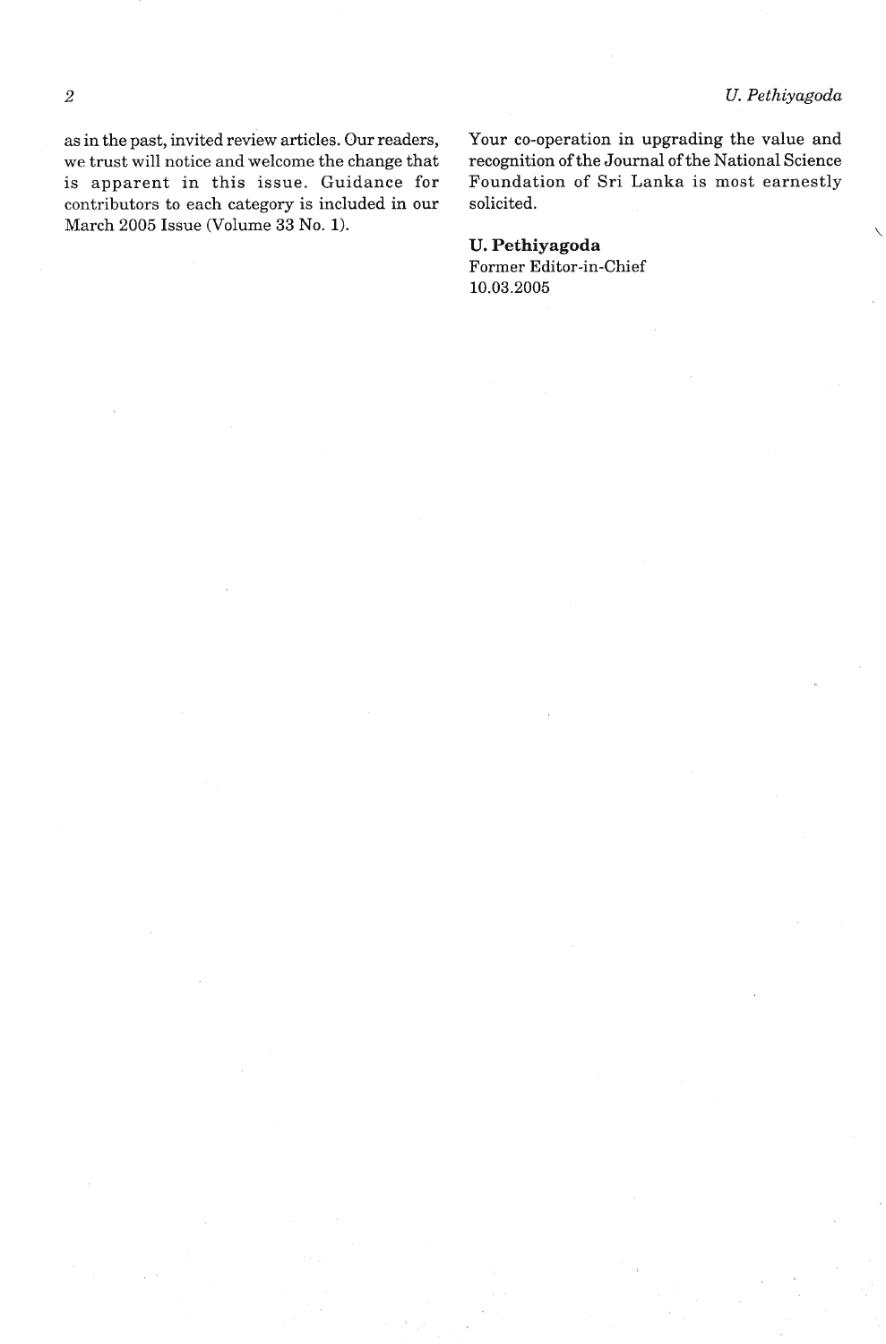as in the past, invited review articles. Our readers, we trust will notice and welcome the change that is apparent in this issue. Guidance for contributors to each category is included in our March 2005 Issue (Volume 33 No. 1).

Your co-operation in upgrading the value and recognition of the Journal of the National Science Foundation of Sri Lanka is most earnestly solicited.

**U. Pethiyagoda**
Former Editor-in-Chief
10.03.2005